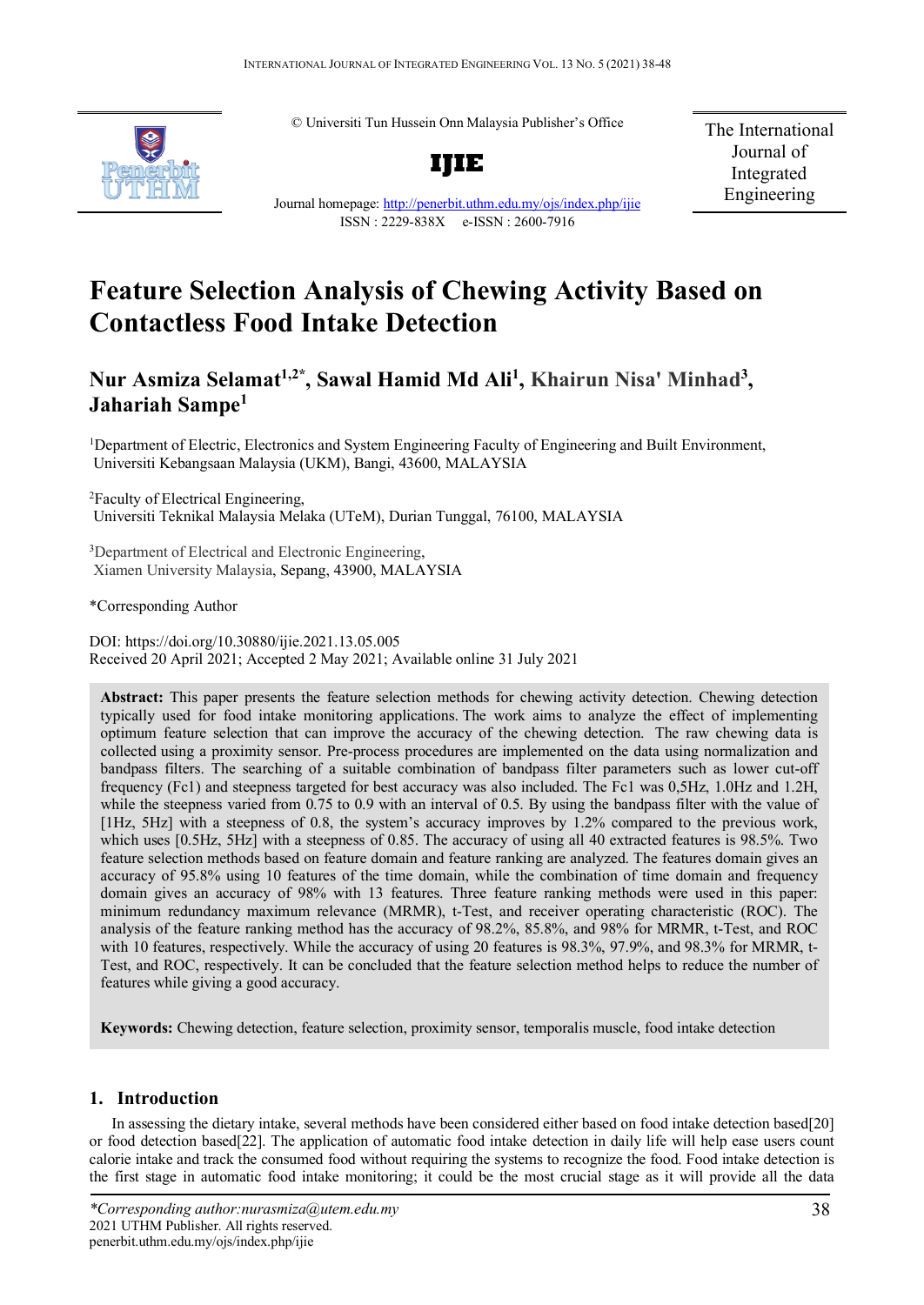© Universiti Tun Hussein Onn Malaysia Publisher's Office

**IJIE**

Journal homepage: http://penerbit.uthm.edu.my/ojs/index.php/ijie

ISSN : 2229-838X e-ISSN : 2600-7916

The International Journal of Integrated Engineering

# Feature Selection Analysis of Chewing Activity Based on Contactless Food Intake Detection

**Nur Asmiza Selamat[1,2*], Sawal Hamid Md Ali[1], Khairun Nisa' Minhad[3], Jahariah Sampe[1]**

[1]Department of Electric, Electronics and System Engineering Faculty of Engineering and Built Environment, Universiti Kebangsaan Malaysia (UKM), Bangi, 43600, MALAYSIA

[2]Faculty of Electrical Engineering, Universiti Teknikal Malaysia Melaka (UTeM), Durian Tunggal, 76100, MALAYSIA

[3]Department of Electrical and Electronic Engineering, Xiamen University Malaysia, Sepang, 43900, MALAYSIA

*Corresponding Author

DOI: https://doi.org/10.30880/ijie.2021.13.05.005
Received 20 April 2021; Accepted 2 May 2021; Available online 31 July 2021

**Abstract:** This paper presents the feature selection methods for chewing activity detection. Chewing detection typically used for food intake monitoring applications. The work aims to analyze the effect of implementing optimum feature selection that can improve the accuracy of the chewing detection. The raw chewing data is collected using a proximity sensor. Pre-process procedures are implemented on the data using normalization and bandpass filters. The searching of a suitable combination of bandpass filter parameters such as lower cut-off frequency (Fc1) and steepness targeted for best accuracy was also included. The Fc1 was 0,5Hz, 1.0Hz and 1.2H, while the steepness varied from 0.75 to 0.9 with an interval of 0.5. By using the bandpass filter with the value of [1Hz, 5Hz] with a steepness of 0.8, the system's accuracy improves by 1.2% compared to the previous work, which uses [0.5Hz, 5Hz] with a steepness of 0.85. The accuracy of using all 40 extracted features is 98.5%. Two feature selection methods based on feature domain and feature ranking are analyzed. The features domain gives an accuracy of 95.8% using 10 features of the time domain, while the combination of time domain and frequency domain gives an accuracy of 98% with 13 features. Three feature ranking methods were used in this paper: minimum redundancy maximum relevance (MRMR), t-Test, and receiver operating characteristic (ROC). The analysis of the feature ranking method has the accuracy of 98.2%, 85.8%, and 98% for MRMR, t-Test, and ROC with 10 features, respectively. While the accuracy of using 20 features is 98.3%, 97.9%, and 98.3% for MRMR, t-Test, and ROC, respectively. It can be concluded that the feature selection method helps to reduce the number of features while giving a good accuracy.

**Keywords:** Chewing detection, feature selection, proximity sensor, temporalis muscle, food intake detection

## 1. Introduction

In assessing the dietary intake, several methods have been considered either based on food intake detection based[20] or food detection based[22]. The application of automatic food intake detection in daily life will help ease users count calorie intake and track the consumed food without requiring the systems to recognize the food. Food intake detection is the first stage in automatic food intake monitoring; it could be the most crucial stage as it will provide all the data

*Corresponding author:nurasmiza@utem.edu.my
2021 UTHM Publisher. All rights reserved.
penerbit.uthm.edu.my/ojs/index.php/ijie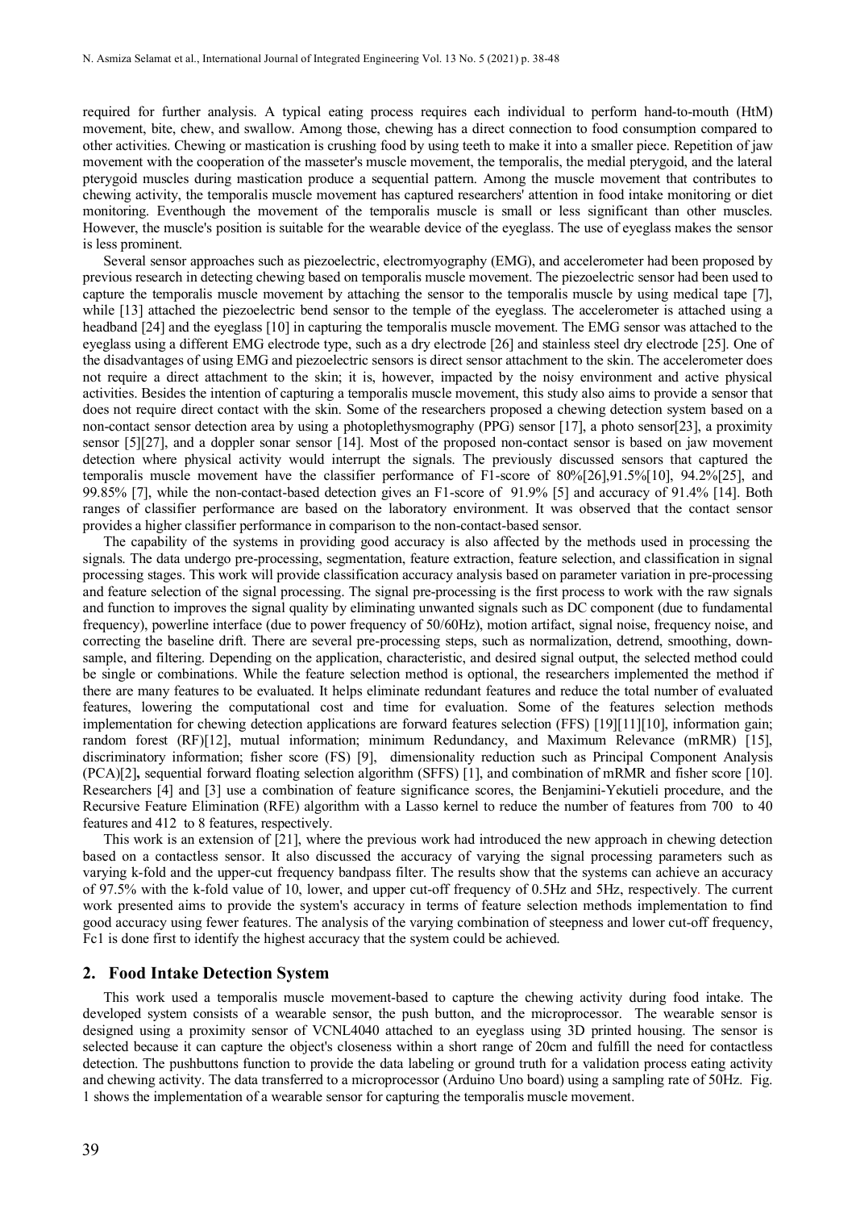required for further analysis. A typical eating process requires each individual to perform hand-to-mouth (HtM) movement, bite, chew, and swallow. Among those, chewing has a direct connection to food consumption compared to other activities. Chewing or mastication is crushing food by using teeth to make it into a smaller piece. Repetition of jaw movement with the cooperation of the masseter's muscle movement, the temporalis, the medial pterygoid, and the lateral pterygoid muscles during mastication produce a sequential pattern. Among the muscle movement that contributes to chewing activity, the temporalis muscle movement has captured researchers' attention in food intake monitoring or diet monitoring. Eventhough the movement of the temporalis muscle is small or less significant than other muscles. However, the muscle's position is suitable for the wearable device of the eyeglass. The use of eyeglass makes the sensor is less prominent.

Several sensor approaches such as piezoelectric, electromyography (EMG), and accelerometer had been proposed by previous research in detecting chewing based on temporalis muscle movement. The piezoelectric sensor had been used to capture the temporalis muscle movement by attaching the sensor to the temporalis muscle by using medical tape [7], while [13] attached the piezoelectric bend sensor to the temple of the eyeglass. The accelerometer is attached using a headband [24] and the eyeglass [10] in capturing the temporalis muscle movement. The EMG sensor was attached to the eyeglass using a different EMG electrode type, such as a dry electrode [26] and stainless steel dry electrode [25]. One of the disadvantages of using EMG and piezoelectric sensors is direct sensor attachment to the skin. The accelerometer does not require a direct attachment to the skin; it is, however, impacted by the noisy environment and active physical activities. Besides the intention of capturing a temporalis muscle movement, this study also aims to provide a sensor that does not require direct contact with the skin. Some of the researchers proposed a chewing detection system based on a non-contact sensor detection area by using a photoplethysmography (PPG) sensor [17], a photo sensor[23], a proximity sensor [5][27], and a doppler sonar sensor [14]. Most of the proposed non-contact sensor is based on jaw movement detection where physical activity would interrupt the signals. The previously discussed sensors that captured the temporalis muscle movement have the classifier performance of F1-score of 80%[26],91.5%[10], 94.2%[25], and 99.85% [7], while the non-contact-based detection gives an F1-score of 91.9% [5] and accuracy of 91.4% [14]. Both ranges of classifier performance are based on the laboratory environment. It was observed that the contact sensor provides a higher classifier performance in comparison to the non-contact-based sensor.

The capability of the systems in providing good accuracy is also affected by the methods used in processing the signals. The data undergo pre-processing, segmentation, feature extraction, feature selection, and classification in signal processing stages. This work will provide classification accuracy analysis based on parameter variation in pre-processing and feature selection of the signal processing. The signal pre-processing is the first process to work with the raw signals and function to improves the signal quality by eliminating unwanted signals such as DC component (due to fundamental frequency), powerline interface (due to power frequency of 50/60Hz), motion artifact, signal noise, frequency noise, and correcting the baseline drift. There are several pre-processing steps, such as normalization, detrend, smoothing, down-sample, and filtering. Depending on the application, characteristic, and desired signal output, the selected method could be single or combinations. While the feature selection method is optional, the researchers implemented the method if there are many features to be evaluated. It helps eliminate redundant features and reduce the total number of evaluated features, lowering the computational cost and time for evaluation. Some of the features selection methods implementation for chewing detection applications are forward features selection (FFS) [19][11][10], information gain; random forest (RF)[12], mutual information; minimum Redundancy, and Maximum Relevance (mRMR) [15], discriminatory information; fisher score (FS) [9], dimensionality reduction such as Principal Component Analysis (PCA)[2], sequential forward floating selection algorithm (SFFS) [1], and combination of mRMR and fisher score [10]. Researchers [4] and [3] use a combination of feature significance scores, the Benjamini-Yekutieli procedure, and the Recursive Feature Elimination (RFE) algorithm with a Lasso kernel to reduce the number of features from 700 to 40 features and 412 to 8 features, respectively.

This work is an extension of [21], where the previous work had introduced the new approach in chewing detection based on a contactless sensor. It also discussed the accuracy of varying the signal processing parameters such as varying k-fold and the upper-cut frequency bandpass filter. The results show that the systems can achieve an accuracy of 97.5% with the k-fold value of 10, lower, and upper cut-off frequency of 0.5Hz and 5Hz, respectively. The current work presented aims to provide the system's accuracy in terms of feature selection methods implementation to find good accuracy using fewer features. The analysis of the varying combination of steepness and lower cut-off frequency, Fc1 is done first to identify the highest accuracy that the system could be achieved.

## 2. Food Intake Detection System

This work used a temporalis muscle movement-based to capture the chewing activity during food intake. The developed system consists of a wearable sensor, the push button, and the microprocessor. The wearable sensor is designed using a proximity sensor of VCNL4040 attached to an eyeglass using 3D printed housing. The sensor is selected because it can capture the object's closeness within a short range of 20cm and fulfill the need for contactless detection. The pushbuttons function to provide the data labeling or ground truth for a validation process eating activity and chewing activity. The data transferred to a microprocessor (Arduino Uno board) using a sampling rate of 50Hz. Fig. 1 shows the implementation of a wearable sensor for capturing the temporalis muscle movement.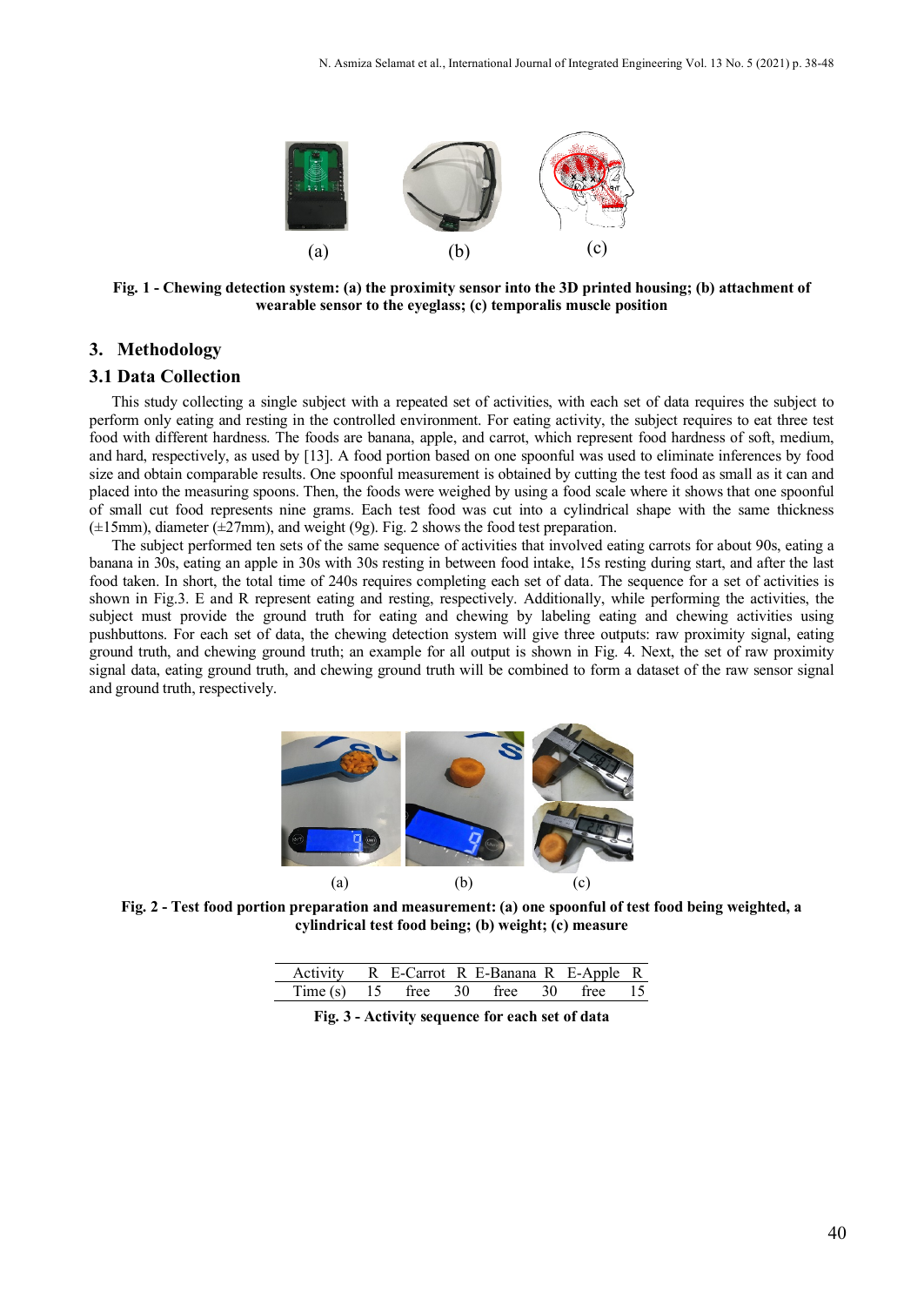(a) (b) (c)

**Fig. 1 - Chewing detection system: (a) the proximity sensor into the 3D printed housing; (b) attachment of wearable sensor to the eyeglass; (c) temporalis muscle position**

## 3. Methodology

### 3.1 Data Collection

This study collecting a single subject with a repeated set of activities, with each set of data requires the subject to perform only eating and resting in the controlled environment. For eating activity, the subject requires to eat three test food with different hardness. The foods are banana, apple, and carrot, which represent food hardness of soft, medium, and hard, respectively, as used by [13]. A food portion based on one spoonful was used to eliminate inferences by food size and obtain comparable results. One spoonful measurement is obtained by cutting the test food as small as it can and placed into the measuring spoons. Then, the foods were weighed by using a food scale where it shows that one spoonful of small cut food represents nine grams. Each test food was cut into a cylindrical shape with the same thickness (±15mm), diameter (±27mm), and weight (9g). Fig. 2 shows the food test preparation.

The subject performed ten sets of the same sequence of activities that involved eating carrots for about 90s, eating a banana in 30s, eating an apple in 30s with 30s resting in between food intake, 15s resting during start, and after the last food taken. In short, the total time of 240s requires completing each set of data. The sequence for a set of activities is shown in Fig.3. E and R represent eating and resting, respectively. Additionally, while performing the activities, the subject must provide the ground truth for eating and chewing by labeling eating and chewing activities using pushbuttons. For each set of data, the chewing detection system will give three outputs: raw proximity signal, eating ground truth, and chewing ground truth; an example for all output is shown in Fig. 4. Next, the set of raw proximity signal data, eating ground truth, and chewing ground truth will be combined to form a dataset of the raw sensor signal and ground truth, respectively.

(a) (b) (c)

**Fig. 2 - Test food portion preparation and measurement: (a) one spoonful of test food being weighted, a cylindrical test food being; (b) weight; (c) measure**

| Activity | R | E-Carrot | R | E-Banana | R | E-Apple | R |
|---|---|---|---|---|---|---|---|
| Time (s) | 15 | free | 30 | free | 30 | free | 15 |

**Fig. 3 - Activity sequence for each set of data**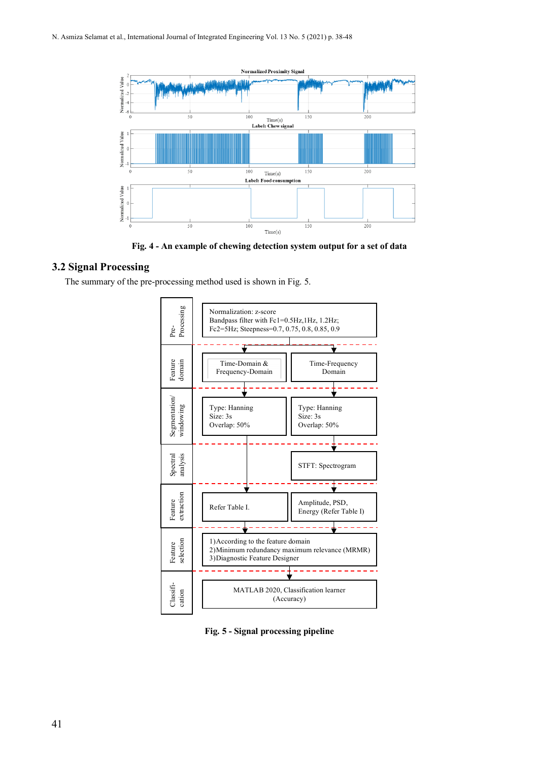Fig. 4 - An example of chewing detection system output for a set of data

## 3.2 Signal Processing

The summary of the pre-processing method used is shown in Fig. 5.

| Stage | Time-Domain & Frequency-Domain | Time-Frequency Domain |
|---|---|---|
| Pre-Processing | Normalization: z-score<br>Bandpass filter with Fc1=0.5Hz,1Hz, 1.2Hz; Fc2=5Hz; Steepness=0.7, 0.75, 0.8, 0.85, 0.9 | |
| Feature domain | Time-Domain & Frequency-Domain | Time-Frequency Domain |
| Segmentation/ windowing | Type: Hanning<br>Size: 3s<br>Overlap: 50% | Type: Hanning<br>Size: 3s<br>Overlap: 50% |
| Spectral analysis | | STFT: Spectrogram |
| Feature extraction | Refer Table I. | Amplitude, PSD, Energy (Refer Table I) |
| Feature selection | 1)According to the feature domain<br>2)Minimum redundancy maximum relevance (MRMR)<br>3)Diagnostic Feature Designer | |
| Classification | MATLAB 2020, Classification learner (Accuracy) | |

Fig. 5 - Signal processing pipeline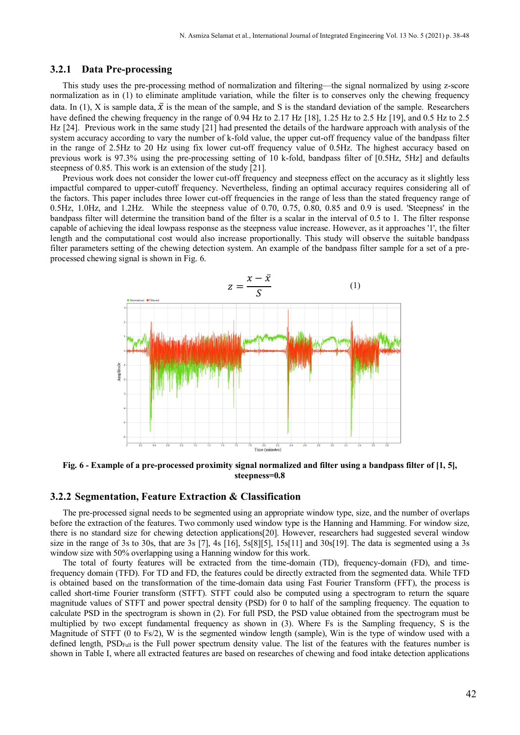### 3.2.1 Data Pre-processing

This study uses the pre-processing method of normalization and filtering—the signal normalized by using z-score normalization as in (1) to eliminate amplitude variation, while the filter is to conserves only the chewing frequency data. In (1), X is sample data, $\bar{x}$ is the mean of the sample, and S is the standard deviation of the sample. Researchers have defined the chewing frequency in the range of 0.94 Hz to 2.17 Hz [18], 1.25 Hz to 2.5 Hz [19], and 0.5 Hz to 2.5 Hz [24]. Previous work in the same study [21] had presented the details of the hardware approach with analysis of the system accuracy according to vary the number of k-fold value, the upper cut-off frequency value of the bandpass filter in the range of 2.5Hz to 20 Hz using fix lower cut-off frequency value of 0.5Hz. The highest accuracy based on previous work is 97.3% using the pre-processing setting of 10 k-fold, bandpass filter of [0.5Hz, 5Hz] and defaults steepness of 0.85. This work is an extension of the study [21].

Previous work does not consider the lower cut-off frequency and steepness effect on the accuracy as it slightly less impactful compared to upper-cutoff frequency. Nevertheless, finding an optimal accuracy requires considering all of the factors. This paper includes three lower cut-off frequencies in the range of less than the stated frequency range of 0.5Hz, 1.0Hz, and 1.2Hz. While the steepness value of 0.70, 0.75, 0.80, 0.85 and 0.9 is used. 'Steepness' in the bandpass filter will determine the transition band of the filter is a scalar in the interval of 0.5 to 1. The filter response capable of achieving the ideal lowpass response as the steepness value increase. However, as it approaches '1', the filter length and the computational cost would also increase proportionally. This study will observe the suitable bandpass filter parameters setting of the chewing detection system. An example of the bandpass filter sample for a set of a pre-processed chewing signal is shown in Fig. 6.

$$z = \frac{x - \bar{x}}{S} \tag{1}$$

**Fig. 6 - Example of a pre-processed proximity signal normalized and filter using a bandpass filter of [1, 5], steepness=0.8**

### 3.2.2 Segmentation, Feature Extraction & Classification

The pre-processed signal needs to be segmented using an appropriate window type, size, and the number of overlaps before the extraction of the features. Two commonly used window type is the Hanning and Hamming. For window size, there is no standard size for chewing detection applications[20]. However, researchers had suggested several window size in the range of 3s to 30s, that are 3s [7], 4s [16], 5s[8][5], 15s[11] and 30s[19]. The data is segmented using a 3s window size with 50% overlapping using a Hanning window for this work.

The total of fourty features will be extracted from the time-domain (TD), frequency-domain (FD), and time-frequency domain (TFD). For TD and FD, the features could be directly extracted from the segmented data. While TFD is obtained based on the transformation of the time-domain data using Fast Fourier Transform (FFT), the process is called short-time Fourier transform (STFT). STFT could also be computed using a spectrogram to return the square magnitude values of STFT and power spectral density (PSD) for 0 to half of the sampling frequency. The equation to calculate PSD in the spectrogram is shown in (2). For full PSD, the PSD value obtained from the spectrogram must be multiplied by two except fundamental frequency as shown in (3). Where Fs is the Sampling frequency, S is the Magnitude of STFT (0 to Fs/2), W is the segmented window length (sample), Win is the type of window used with a defined length, $PSD_{Full}$ is the Full power spectrum density value. The list of the features with the features number is shown in Table I, where all extracted features are based on researches of chewing and food intake detection applications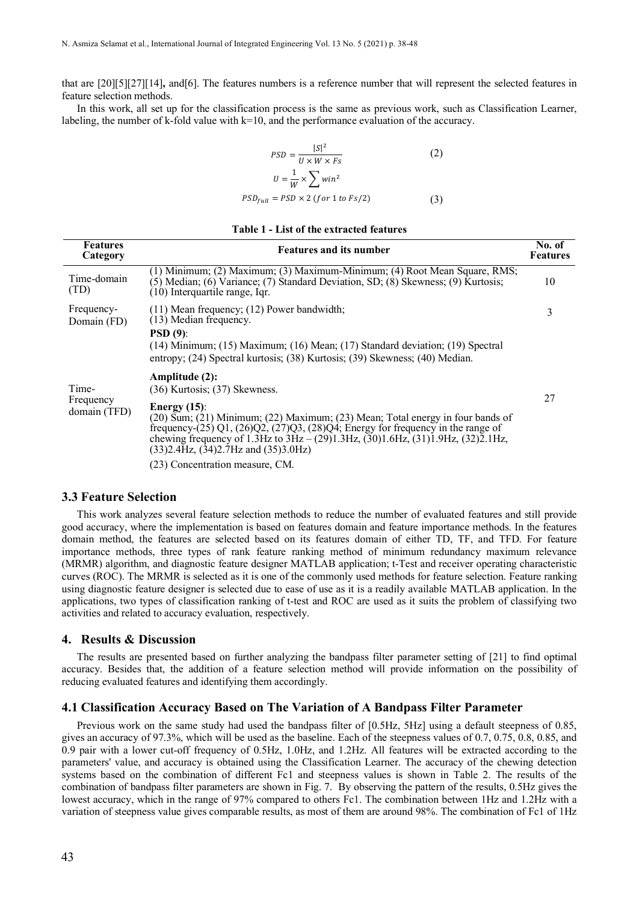that are [20][5][27][14]**,** and[6]. The features numbers is a reference number that will represent the selected features in feature selection methods.

In this work, all set up for the classification process is the same as previous work, such as Classification Learner, labeling, the number of k-fold value with k=10, and the performance evaluation of the accuracy.

$$PSD = \frac{|S|^2}{U \times W \times Fs} \quad (2)$$

$$U = \frac{1}{W} \times \sum win^2$$

$$PSD_{full} = PSD \times 2\ (for\ 1\ to\ Fs/2) \quad (3)$$

**Table 1 - List of the extracted features**

| Features Category | Features and its number | No. of Features |
|---|---|---|
| Time-domain (TD) | (1) Minimum; (2) Maximum; (3) Maximum-Minimum; (4) Root Mean Square, RMS; (5) Median; (6) Variance; (7) Standard Deviation, SD; (8) Skewness; (9) Kurtosis; (10) Interquartile range, Iqr. | 10 |
| Frequency-Domain (FD) | (11) Mean frequency; (12) Power bandwidth; (13) Median frequency. | 3 |
| Time-Frequency domain (TFD) | **PSD (9)**: (14) Minimum; (15) Maximum; (16) Mean; (17) Standard deviation; (19) Spectral entropy; (24) Spectral kurtosis; (38) Kurtosis; (39) Skewness; (40) Median. **Amplitude (2):** (36) Kurtosis; (37) Skewness. **Energy (15)**: (20) Sum; (21) Minimum; (22) Maximum; (23) Mean; Total energy in four bands of frequency-(25) Q1, (26)Q2, (27)Q3, (28)Q4; Energy for frequency in the range of chewing frequency of 1.3Hz to 3Hz – (29)1.3Hz, (30)1.6Hz, (31)1.9Hz, (32)2.1Hz, (33)2.4Hz, (34)2.7Hz and (35)3.0Hz) (23) Concentration measure, CM. | 27 |

### 3.3 Feature Selection

This work analyzes several feature selection methods to reduce the number of evaluated features and still provide good accuracy, where the implementation is based on features domain and feature importance methods. In the features domain method, the features are selected based on its features domain of either TD, TF, and TFD. For feature importance methods, three types of rank feature ranking method of minimum redundancy maximum relevance (MRMR) algorithm, and diagnostic feature designer MATLAB application; t-Test and receiver operating characteristic curves (ROC). The MRMR is selected as it is one of the commonly used methods for feature selection. Feature ranking using diagnostic feature designer is selected due to ease of use as it is a readily available MATLAB application. In the applications, two types of classification ranking of t-test and ROC are used as it suits the problem of classifying two activities and related to accuracy evaluation, respectively.

## 4. Results & Discussion

The results are presented based on further analyzing the bandpass filter parameter setting of [21] to find optimal accuracy. Besides that, the addition of a feature selection method will provide information on the possibility of reducing evaluated features and identifying them accordingly.

### 4.1 Classification Accuracy Based on The Variation of A Bandpass Filter Parameter

Previous work on the same study had used the bandpass filter of [0.5Hz, 5Hz] using a default steepness of 0.85, gives an accuracy of 97.3%, which will be used as the baseline. Each of the steepness values of 0.7, 0.75, 0.8, 0.85, and 0.9 pair with a lower cut-off frequency of 0.5Hz, 1.0Hz, and 1.2Hz. All features will be extracted according to the parameters' value, and accuracy is obtained using the Classification Learner. The accuracy of the chewing detection systems based on the combination of different Fc1 and steepness values is shown in Table 2. The results of the combination of bandpass filter parameters are shown in Fig. 7. By observing the pattern of the results, 0.5Hz gives the lowest accuracy, which in the range of 97% compared to others Fc1. The combination between 1Hz and 1.2Hz with a variation of steepness value gives comparable results, as most of them are around 98%. The combination of Fc1 of 1Hz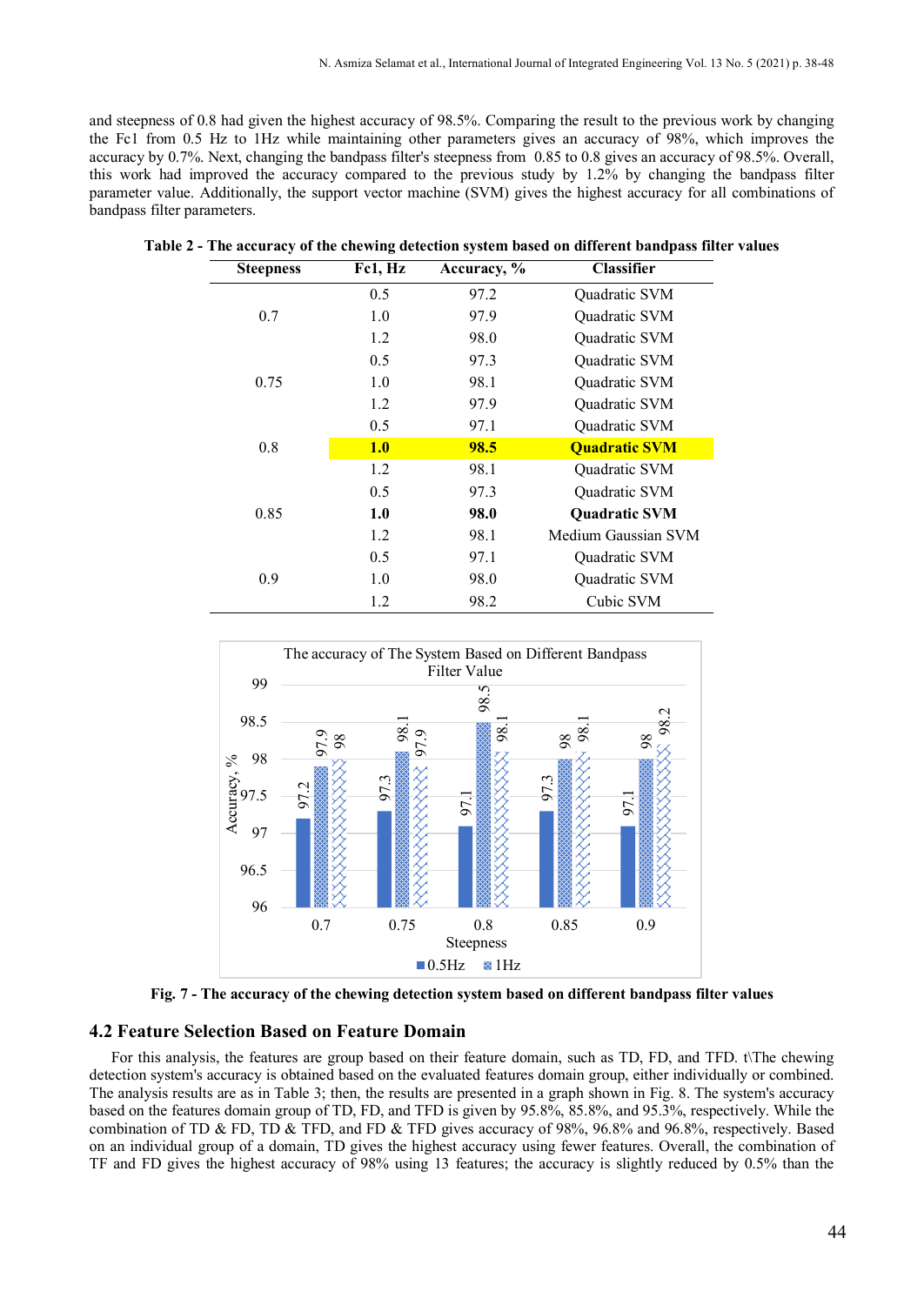and steepness of 0.8 had given the highest accuracy of 98.5%. Comparing the result to the previous work by changing the Fc1 from 0.5 Hz to 1Hz while maintaining other parameters gives an accuracy of 98%, which improves the accuracy by 0.7%. Next, changing the bandpass filter's steepness from 0.85 to 0.8 gives an accuracy of 98.5%. Overall, this work had improved the accuracy compared to the previous study by 1.2% by changing the bandpass filter parameter value. Additionally, the support vector machine (SVM) gives the highest accuracy for all combinations of bandpass filter parameters.

**Table 2 - The accuracy of the chewing detection system based on different bandpass filter values**

| Steepness | Fc1, Hz | Accuracy, % | Classifier |
|---|---|---|---|
| | 0.5 | 97.2 | Quadratic SVM |
| 0.7 | 1.0 | 97.9 | Quadratic SVM |
| | 1.2 | 98.0 | Quadratic SVM |
| | 0.5 | 97.3 | Quadratic SVM |
| 0.75 | 1.0 | 98.1 | Quadratic SVM |
| | 1.2 | 97.9 | Quadratic SVM |
| | 0.5 | 97.1 | Quadratic SVM |
| 0.8 | **1.0** | **98.5** | **Quadratic SVM** |
| | 1.2 | 98.1 | Quadratic SVM |
| | 0.5 | 97.3 | Quadratic SVM |
| 0.85 | **1.0** | **98.0** | **Quadratic SVM** |
| | 1.2 | 98.1 | Medium Gaussian SVM |
| | 0.5 | 97.1 | Quadratic SVM |
| 0.9 | 1.0 | 98.0 | Quadratic SVM |
| | 1.2 | 98.2 | Cubic SVM |

**Fig. 7 - The accuracy of the chewing detection system based on different bandpass filter values**

## 4.2 Feature Selection Based on Feature Domain

For this analysis, the features are group based on their feature domain, such as TD, FD, and TFD. t\The chewing detection system's accuracy is obtained based on the evaluated features domain group, either individually or combined. The analysis results are as in Table 3; then, the results are presented in a graph shown in Fig. 8. The system's accuracy based on the features domain group of TD, FD, and TFD is given by 95.8%, 85.8%, and 95.3%, respectively. While the combination of TD & FD, TD & TFD, and FD & TFD gives accuracy of 98%, 96.8% and 96.8%, respectively. Based on an individual group of a domain, TD gives the highest accuracy using fewer features. Overall, the combination of TF and FD gives the highest accuracy of 98% using 13 features; the accuracy is slightly reduced by 0.5% than the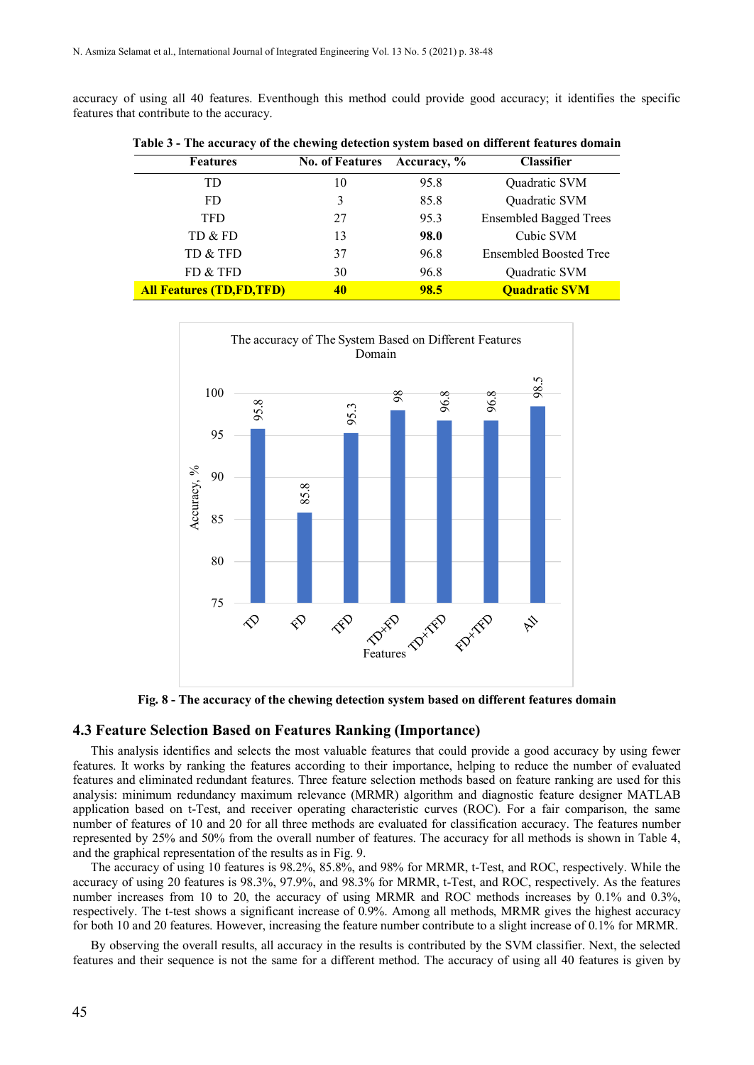accuracy of using all 40 features. Eventhough this method could provide good accuracy; it identifies the specific features that contribute to the accuracy.

**Table 3 - The accuracy of the chewing detection system based on different features domain**

| Features | No. of Features | Accuracy, % | Classifier |
|---|---|---|---|
| TD | 10 | 95.8 | Quadratic SVM |
| FD | 3 | 85.8 | Quadratic SVM |
| TFD | 27 | 95.3 | Ensembled Bagged Trees |
| TD & FD | 13 | **98.0** | Cubic SVM |
| TD & TFD | 37 | 96.8 | Ensembled Boosted Tree |
| FD & TFD | 30 | 96.8 | Quadratic SVM |
| **All Features (TD,FD,TFD)** | **40** | **98.5** | **Quadratic SVM** |

**Fig. 8 - The accuracy of the chewing detection system based on different features domain**

### 4.3 Feature Selection Based on Features Ranking (Importance)

This analysis identifies and selects the most valuable features that could provide a good accuracy by using fewer features. It works by ranking the features according to their importance, helping to reduce the number of evaluated features and eliminated redundant features. Three feature selection methods based on feature ranking are used for this analysis: minimum redundancy maximum relevance (MRMR) algorithm and diagnostic feature designer MATLAB application based on t-Test, and receiver operating characteristic curves (ROC). For a fair comparison, the same number of features of 10 and 20 for all three methods are evaluated for classification accuracy. The features number represented by 25% and 50% from the overall number of features. The accuracy for all methods is shown in Table 4, and the graphical representation of the results as in Fig. 9.

The accuracy of using 10 features is 98.2%, 85.8%, and 98% for MRMR, t-Test, and ROC, respectively. While the accuracy of using 20 features is 98.3%, 97.9%, and 98.3% for MRMR, t-Test, and ROC, respectively. As the features number increases from 10 to 20, the accuracy of using MRMR and ROC methods increases by 0.1% and 0.3%, respectively. The t-test shows a significant increase of 0.9%. Among all methods, MRMR gives the highest accuracy for both 10 and 20 features. However, increasing the feature number contribute to a slight increase of 0.1% for MRMR.

By observing the overall results, all accuracy in the results is contributed by the SVM classifier. Next, the selected features and their sequence is not the same for a different method. The accuracy of using all 40 features is given by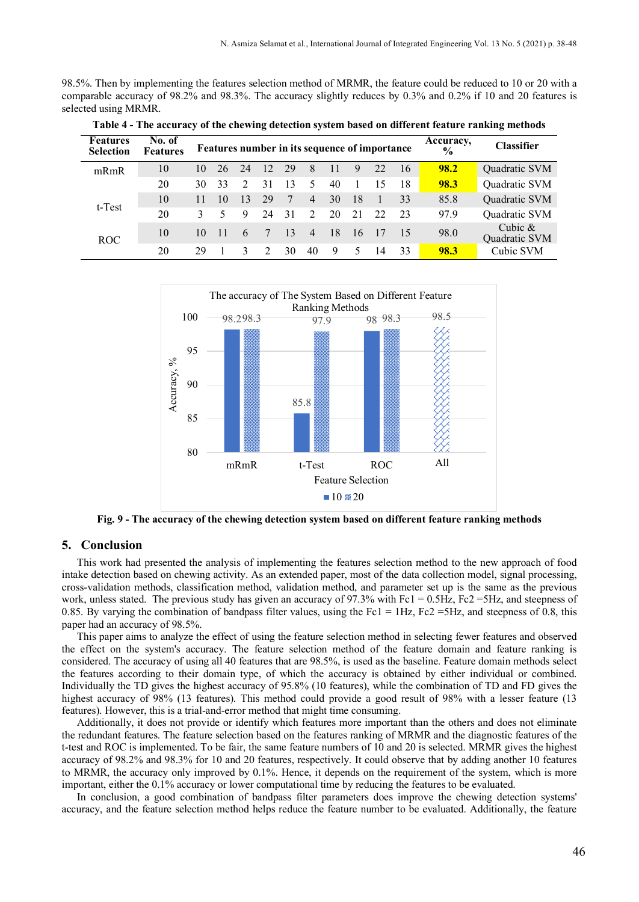98.5%. Then by implementing the features selection method of MRMR, the feature could be reduced to 10 or 20 with a comparable accuracy of 98.2% and 98.3%. The accuracy slightly reduces by 0.3% and 0.2% if 10 and 20 features is selected using MRMR.

**Table 4 - The accuracy of the chewing detection system based on different feature ranking methods**

| Features Selection | No. of Features | Features number in its sequence of importance | | | | | | | | | | Accuracy, % | Classifier |
|---|---|---|---|---|---|---|---|---|---|---|---|---|---|
| mRmR | 10 | 10 | 26 | 24 | 12 | 29 | 8 | 11 | 9 | 22 | 16 | **98.2** | Quadratic SVM |
| | 20 | 30 | 33 | 2 | 31 | 13 | 5 | 40 | 1 | 15 | 18 | **98.3** | Quadratic SVM |
| t-Test | 10 | 11 | 10 | 13 | 29 | 7 | 4 | 30 | 18 | 1 | 33 | 85.8 | Quadratic SVM |
| | 20 | 3 | 5 | 9 | 24 | 31 | 2 | 20 | 21 | 22 | 23 | 97.9 | Quadratic SVM |
| ROC | 10 | 10 | 11 | 6 | 7 | 13 | 4 | 18 | 16 | 17 | 15 | 98.0 | Cubic & Quadratic SVM |
| | 20 | 29 | 1 | 3 | 2 | 30 | 40 | 9 | 5 | 14 | 33 | **98.3** | Cubic SVM |

**Fig. 9 - The accuracy of the chewing detection system based on different feature ranking methods**

## 5. Conclusion

This work had presented the analysis of implementing the features selection method to the new approach of food intake detection based on chewing activity. As an extended paper, most of the data collection model, signal processing, cross-validation methods, classification method, validation method, and parameter set up is the same as the previous work, unless stated. The previous study has given an accuracy of 97.3% with Fc1 = 0.5Hz, Fc2 =5Hz, and steepness of 0.85. By varying the combination of bandpass filter values, using the Fc1 = 1Hz, Fc2 =5Hz, and steepness of 0.8, this paper had an accuracy of 98.5%.

This paper aims to analyze the effect of using the feature selection method in selecting fewer features and observed the effect on the system's accuracy. The feature selection method of the feature domain and feature ranking is considered. The accuracy of using all 40 features that are 98.5%, is used as the baseline. Feature domain methods select the features according to their domain type, of which the accuracy is obtained by either individual or combined. Individually the TD gives the highest accuracy of 95.8% (10 features), while the combination of TD and FD gives the highest accuracy of 98% (13 features). This method could provide a good result of 98% with a lesser feature (13 features). However, this is a trial-and-error method that might time consuming.

Additionally, it does not provide or identify which features more important than the others and does not eliminate the redundant features. The feature selection based on the features ranking of MRMR and the diagnostic features of the t-test and ROC is implemented. To be fair, the same feature numbers of 10 and 20 is selected. MRMR gives the highest accuracy of 98.2% and 98.3% for 10 and 20 features, respectively. It could observe that by adding another 10 features to MRMR, the accuracy only improved by 0.1%. Hence, it depends on the requirement of the system, which is more important, either the 0.1% accuracy or lower computational time by reducing the features to be evaluated.

In conclusion, a good combination of bandpass filter parameters does improve the chewing detection systems' accuracy, and the feature selection method helps reduce the feature number to be evaluated. Additionally, the feature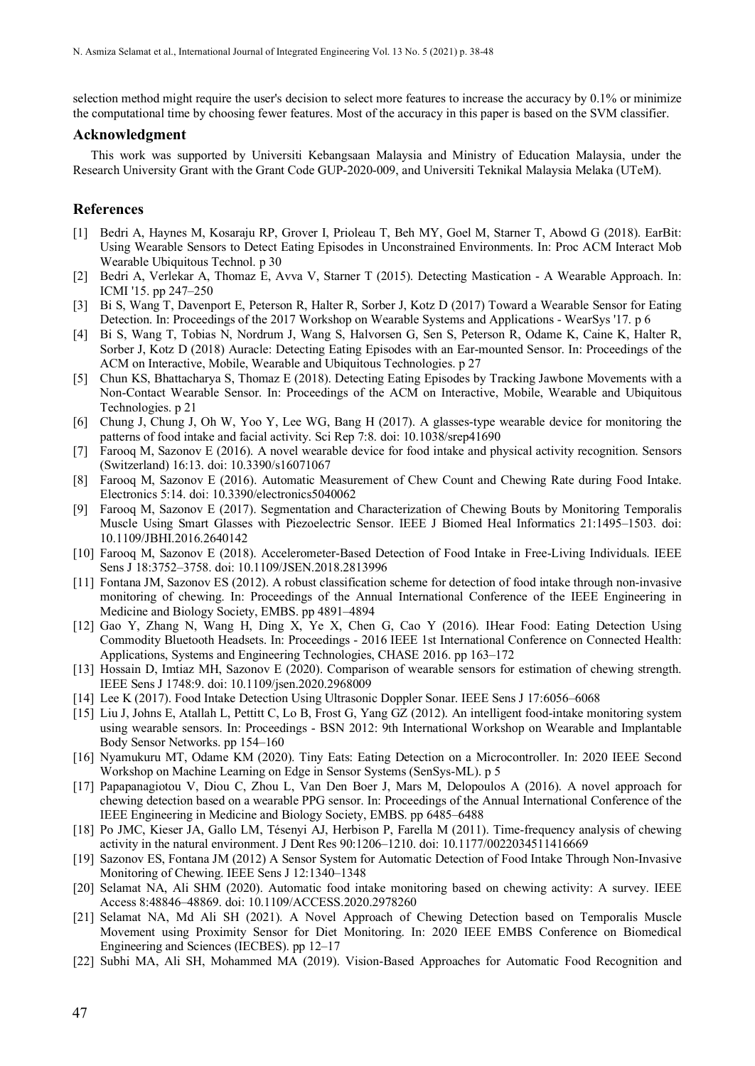selection method might require the user's decision to select more features to increase the accuracy by 0.1% or minimize the computational time by choosing fewer features. Most of the accuracy in this paper is based on the SVM classifier.

## Acknowledgment

This work was supported by Universiti Kebangsaan Malaysia and Ministry of Education Malaysia, under the Research University Grant with the Grant Code GUP-2020-009, and Universiti Teknikal Malaysia Melaka (UTeM).

## References

[1] Bedri A, Haynes M, Kosaraju RP, Grover I, Prioleau T, Beh MY, Goel M, Starner T, Abowd G (2018). EarBit: Using Wearable Sensors to Detect Eating Episodes in Unconstrained Environments. In: Proc ACM Interact Mob Wearable Ubiquitous Technol. p 30

[2] Bedri A, Verlekar A, Thomaz E, Avva V, Starner T (2015). Detecting Mastication - A Wearable Approach. In: ICMI '15. pp 247–250

[3] Bi S, Wang T, Davenport E, Peterson R, Halter R, Sorber J, Kotz D (2017) Toward a Wearable Sensor for Eating Detection. In: Proceedings of the 2017 Workshop on Wearable Systems and Applications - WearSys '17. p 6

[4] Bi S, Wang T, Tobias N, Nordrum J, Wang S, Halvorsen G, Sen S, Peterson R, Odame K, Caine K, Halter R, Sorber J, Kotz D (2018) Auracle: Detecting Eating Episodes with an Ear-mounted Sensor. In: Proceedings of the ACM on Interactive, Mobile, Wearable and Ubiquitous Technologies. p 27

[5] Chun KS, Bhattacharya S, Thomaz E (2018). Detecting Eating Episodes by Tracking Jawbone Movements with a Non-Contact Wearable Sensor. In: Proceedings of the ACM on Interactive, Mobile, Wearable and Ubiquitous Technologies. p 21

[6] Chung J, Chung J, Oh W, Yoo Y, Lee WG, Bang H (2017). A glasses-type wearable device for monitoring the patterns of food intake and facial activity. Sci Rep 7:8. doi: 10.1038/srep41690

[7] Farooq M, Sazonov E (2016). A novel wearable device for food intake and physical activity recognition. Sensors (Switzerland) 16:13. doi: 10.3390/s16071067

[8] Farooq M, Sazonov E (2016). Automatic Measurement of Chew Count and Chewing Rate during Food Intake. Electronics 5:14. doi: 10.3390/electronics5040062

[9] Farooq M, Sazonov E (2017). Segmentation and Characterization of Chewing Bouts by Monitoring Temporalis Muscle Using Smart Glasses with Piezoelectric Sensor. IEEE J Biomed Heal Informatics 21:1495–1503. doi: 10.1109/JBHI.2016.2640142

[10] Farooq M, Sazonov E (2018). Accelerometer-Based Detection of Food Intake in Free-Living Individuals. IEEE Sens J 18:3752–3758. doi: 10.1109/JSEN.2018.2813996

[11] Fontana JM, Sazonov ES (2012). A robust classification scheme for detection of food intake through non-invasive monitoring of chewing. In: Proceedings of the Annual International Conference of the IEEE Engineering in Medicine and Biology Society, EMBS. pp 4891–4894

[12] Gao Y, Zhang N, Wang H, Ding X, Ye X, Chen G, Cao Y (2016). IHear Food: Eating Detection Using Commodity Bluetooth Headsets. In: Proceedings - 2016 IEEE 1st International Conference on Connected Health: Applications, Systems and Engineering Technologies, CHASE 2016. pp 163–172

[13] Hossain D, Imtiaz MH, Sazonov E (2020). Comparison of wearable sensors for estimation of chewing strength. IEEE Sens J 1748:9. doi: 10.1109/jsen.2020.2968009

[14] Lee K (2017). Food Intake Detection Using Ultrasonic Doppler Sonar. IEEE Sens J 17:6056–6068

[15] Liu J, Johns E, Atallah L, Pettitt C, Lo B, Frost G, Yang GZ (2012). An intelligent food-intake monitoring system using wearable sensors. In: Proceedings - BSN 2012: 9th International Workshop on Wearable and Implantable Body Sensor Networks. pp 154–160

[16] Nyamukuru MT, Odame KM (2020). Tiny Eats: Eating Detection on a Microcontroller. In: 2020 IEEE Second Workshop on Machine Learning on Edge in Sensor Systems (SenSys-ML). p 5

[17] Papapanagiotou V, Diou C, Zhou L, Van Den Boer J, Mars M, Delopoulos A (2016). A novel approach for chewing detection based on a wearable PPG sensor. In: Proceedings of the Annual International Conference of the IEEE Engineering in Medicine and Biology Society, EMBS. pp 6485–6488

[18] Po JMC, Kieser JA, Gallo LM, Tésenyi AJ, Herbison P, Farella M (2011). Time-frequency analysis of chewing activity in the natural environment. J Dent Res 90:1206–1210. doi: 10.1177/0022034511416669

[19] Sazonov ES, Fontana JM (2012) A Sensor System for Automatic Detection of Food Intake Through Non-Invasive Monitoring of Chewing. IEEE Sens J 12:1340–1348

[20] Selamat NA, Ali SHM (2020). Automatic food intake monitoring based on chewing activity: A survey. IEEE Access 8:48846–48869. doi: 10.1109/ACCESS.2020.2978260

[21] Selamat NA, Md Ali SH (2021). A Novel Approach of Chewing Detection based on Temporalis Muscle Movement using Proximity Sensor for Diet Monitoring. In: 2020 IEEE EMBS Conference on Biomedical Engineering and Sciences (IECBES). pp 12–17

[22] Subhi MA, Ali SH, Mohammed MA (2019). Vision-Based Approaches for Automatic Food Recognition and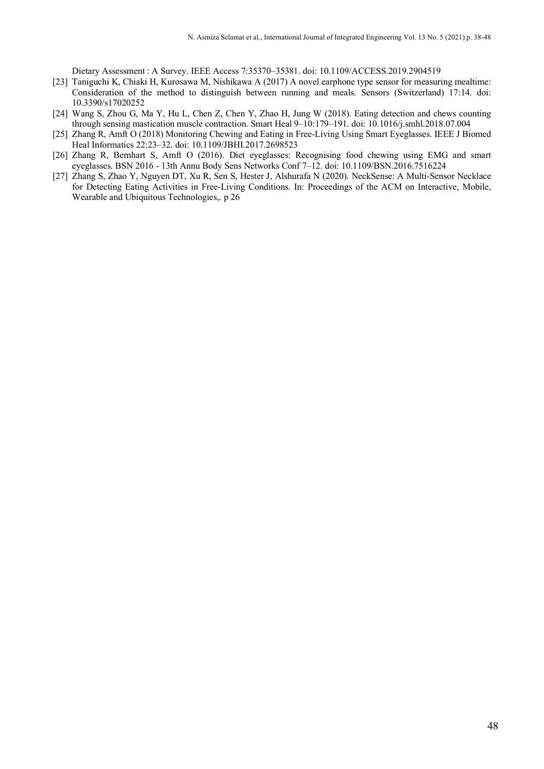Dietary Assessment : A Survey. IEEE Access 7:35370–35381. doi: 10.1109/ACCESS.2019.2904519

[23] Taniguchi K, Chiaki H, Kurosawa M, Nishikawa A (2017) A novel earphone type sensor for measuring mealtime: Consideration of the method to distinguish between running and meals. Sensors (Switzerland) 17:14. doi: 10.3390/s17020252

[24] Wang S, Zhou G, Ma Y, Hu L, Chen Z, Chen Y, Zhao H, Jung W (2018). Eating detection and chews counting through sensing mastication muscle contraction. Smart Heal 9–10:179–191. doi: 10.1016/j.smhl.2018.07.004

[25] Zhang R, Amft O (2018) Monitoring Chewing and Eating in Free-Living Using Smart Eyeglasses. IEEE J Biomed Heal Informatics 22:23–32. doi: 10.1109/JBHI.2017.2698523

[26] Zhang R, Bernhart S, Amft O (2016). Diet eyeglasses: Recognising food chewing using EMG and smart eyeglasses. BSN 2016 - 13th Annu Body Sens Networks Conf 7–12. doi: 10.1109/BSN.2016.7516224

[27] Zhang S, Zhao Y, Nguyen DT, Xu R, Sen S, Hester J, Alshurafa N (2020). NeckSense: A Multi-Sensor Necklace for Detecting Eating Activities in Free-Living Conditions. In: Proceedings of the ACM on Interactive, Mobile, Wearable and Ubiquitous Technologies,. p 26